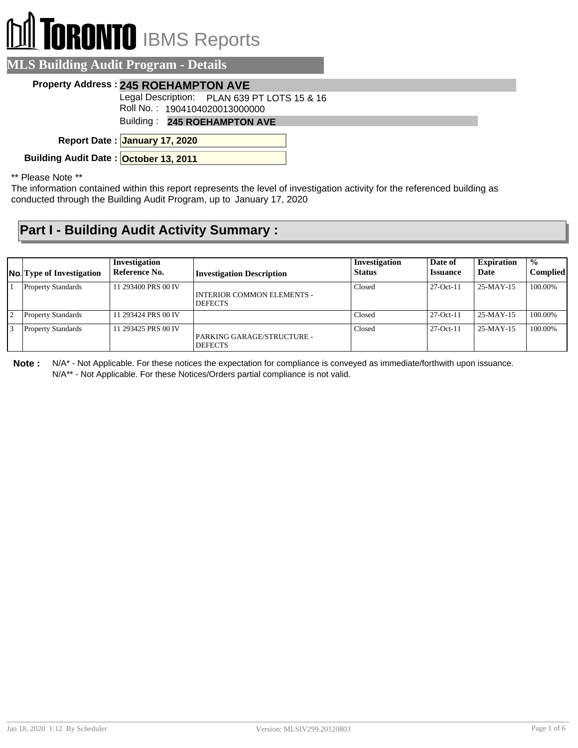# TORONTO IBMS Reports

## MLS Building Audit Program - Details

**Property Address :** **245 ROEHAMPTON AVE**

Legal Description: PLAN 639 PT LOTS 15 & 16

Roll No. : 1904104020013000000

Building : **245 ROEHAMPTON AVE**

**Report Date :** **January 17, 2020**

**Building Audit Date :** **October 13, 2011**

** Please Note **

The information contained within this report represents the level of investigation activity for the referenced building as conducted through the Building Audit Program, up to January 17, 2020

## Part I - Building Audit Activity Summary :

| No. | Type of Investigation | Investigation Reference No. | Investigation Description | Investigation Status | Date of Issuance | Expiration Date | % Complied |
|---|---|---|---|---|---|---|---|
| 1 | Property Standards | 11 293400 PRS 00 IV | INTERIOR COMMON ELEMENTS - DEFECTS | Closed | 27-Oct-11 | 25-MAY-15 | 100.00% |
| 2 | Property Standards | 11 293424 PRS 00 IV | | Closed | 27-Oct-11 | 25-MAY-15 | 100.00% |
| 3 | Property Standards | 11 293425 PRS 00 IV | PARKING GARAGE/STRUCTURE - DEFECTS | Closed | 27-Oct-11 | 25-MAY-15 | 100.00% |

**Note :** N/A* - Not Applicable. For these notices the expectation for compliance is conveyed as immediate/forthwith upon issuance.
N/A** - Not Applicable. For these Notices/Orders partial compliance is not valid.

Jan 18, 2020 1:12 By Scheduler Version: MLSIV299.20120803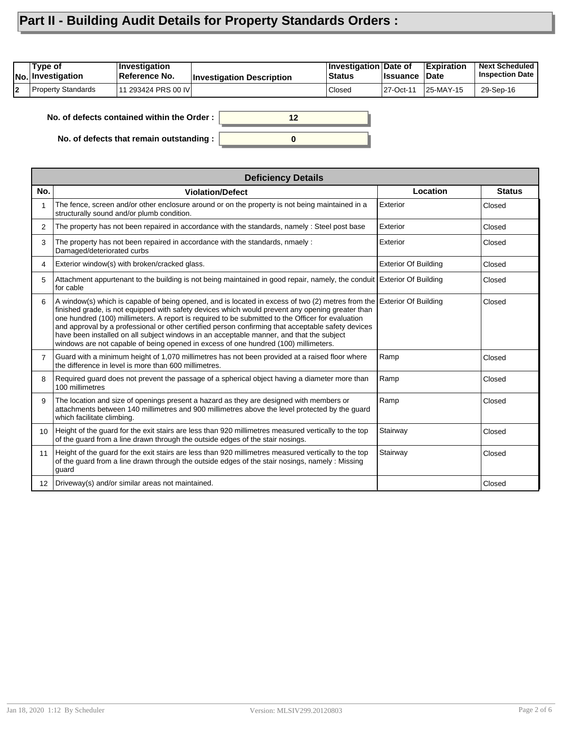# Part II - Building Audit Details for Property Standards Orders :

| No. | Type of Investigation | Investigation Reference No. | Investigation Description | Investigation Status | Date of Issuance | Expiration Date | Next Scheduled Inspection Date |
|---|---|---|---|---|---|---|---|
| 2 | Property Standards | 11 293424 PRS 00 IV | | Closed | 27-Oct-11 | 25-MAY-15 | 29-Sep-16 |

**No. of defects contained within the Order :** 12

**No. of defects that remain outstanding :** 0

| Deficiency Details | | | |
|---|---|---|---|
| **No.** | **Violation/Defect** | **Location** | **Status** |
| 1 | The fence, screen and/or other enclosure around or on the property is not being maintained in a structurally sound and/or plumb condition. | Exterior | Closed |
| 2 | The property has not been repaired in accordance with the standards, namely : Steel post base | Exterior | Closed |
| 3 | The property has not been repaired in accordance with the standards, nmaely : Damaged/deteriorated curbs | Exterior | Closed |
| 4 | Exterior window(s) with broken/cracked glass. | Exterior Of Building | Closed |
| 5 | Attachment appurtenant to the building is not being maintained in good repair, namely, the conduit for cable | Exterior Of Building | Closed |
| 6 | A window(s) which is capable of being opened, and is located in excess of two (2) metres from the finished grade, is not equipped with safety devices which would prevent any opening greater than one hundred (100) millimeters. A report is required to be submitted to the Officer for evaluation and approval by a professional or other certified person confirming that acceptable safety devices have been installed on all subject windows in an acceptable manner, and that the subject windows are not capable of being opened in excess of one hundred (100) millimeters. | Exterior Of Building | Closed |
| 7 | Guard with a minimum height of 1,070 millimetres has not been provided at a raised floor where the difference in level is more than 600 millimetres. | Ramp | Closed |
| 8 | Required guard does not prevent the passage of a spherical object having a diameter more than 100 millimetres | Ramp | Closed |
| 9 | The location and size of openings present a hazard as they are designed with members or attachments between 140 millimetres and 900 millimetres above the level protected by the guard which facilitate climbing. | Ramp | Closed |
| 10 | Height of the guard for the exit stairs are less than 920 millimetres measured vertically to the top of the guard from a line drawn through the outside edges of the stair nosings. | Stairway | Closed |
| 11 | Height of the guard for the exit stairs are less than 920 millimetres measured vertically to the top of the guard from a line drawn through the outside edges of the stair nosings, namely : Missing guard | Stairway | Closed |
| 12 | Driveway(s) and/or similar areas not maintained. | | Closed |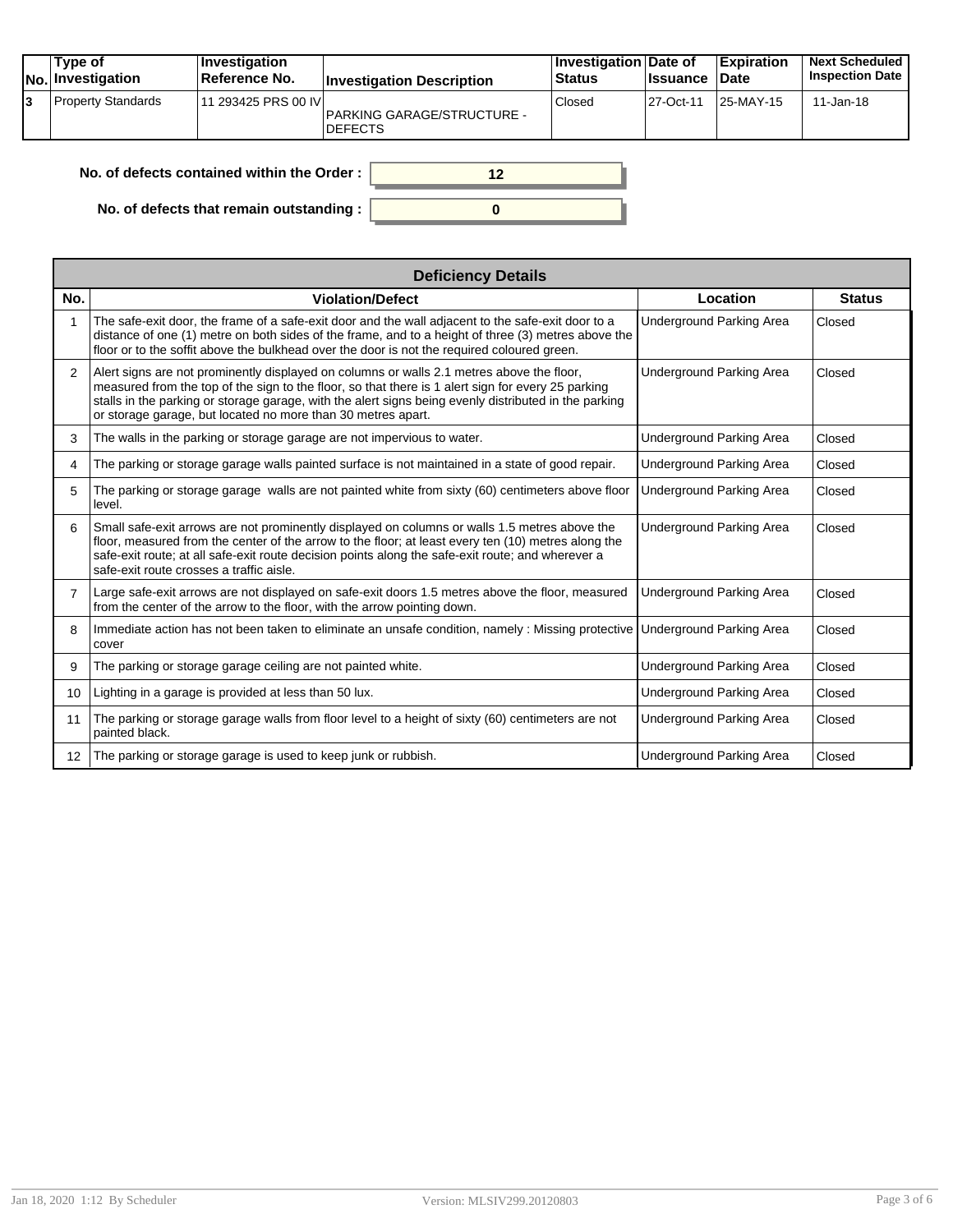| No. | Type of Investigation | Investigation Reference No. | Investigation Description | Investigation Status | Date of Issuance | Expiration Date | Next Scheduled Inspection Date |
|---|---|---|---|---|---|---|---|
| 3 | Property Standards | 11 293425 PRS 00 IV | PARKING GARAGE/STRUCTURE - DEFECTS | Closed | 27-Oct-11 | 25-MAY-15 | 11-Jan-18 |

**No. of defects contained within the Order :** 12

**No. of defects that remain outstanding :** 0

| Deficiency Details | | | |
|---|---|---|---|
| **No.** | **Violation/Defect** | **Location** | **Status** |
| 1 | The safe-exit door, the frame of a safe-exit door and the wall adjacent to the safe-exit door to a distance of one (1) metre on both sides of the frame, and to a height of three (3) metres above the floor or to the soffit above the bulkhead over the door is not the required coloured green. | Underground Parking Area | Closed |
| 2 | Alert signs are not prominently displayed on columns or walls 2.1 metres above the floor, measured from the top of the sign to the floor, so that there is 1 alert sign for every 25 parking stalls in the parking or storage garage, with the alert signs being evenly distributed in the parking or storage garage, but located no more than 30 metres apart. | Underground Parking Area | Closed |
| 3 | The walls in the parking or storage garage are not impervious to water. | Underground Parking Area | Closed |
| 4 | The parking or storage garage walls painted surface is not maintained in a state of good repair. | Underground Parking Area | Closed |
| 5 | The parking or storage garage walls are not painted white from sixty (60) centimeters above floor level. | Underground Parking Area | Closed |
| 6 | Small safe-exit arrows are not prominently displayed on columns or walls 1.5 metres above the floor, measured from the center of the arrow to the floor; at least every ten (10) metres along the safe-exit route; at all safe-exit route decision points along the safe-exit route; and wherever a safe-exit route crosses a traffic aisle. | Underground Parking Area | Closed |
| 7 | Large safe-exit arrows are not displayed on safe-exit doors 1.5 metres above the floor, measured from the center of the arrow to the floor, with the arrow pointing down. | Underground Parking Area | Closed |
| 8 | Immediate action has not been taken to eliminate an unsafe condition, namely : Missing protective cover | Underground Parking Area | Closed |
| 9 | The parking or storage garage ceiling are not painted white. | Underground Parking Area | Closed |
| 10 | Lighting in a garage is provided at less than 50 lux. | Underground Parking Area | Closed |
| 11 | The parking or storage garage walls from floor level to a height of sixty (60) centimeters are not painted black. | Underground Parking Area | Closed |
| 12 | The parking or storage garage is used to keep junk or rubbish. | Underground Parking Area | Closed |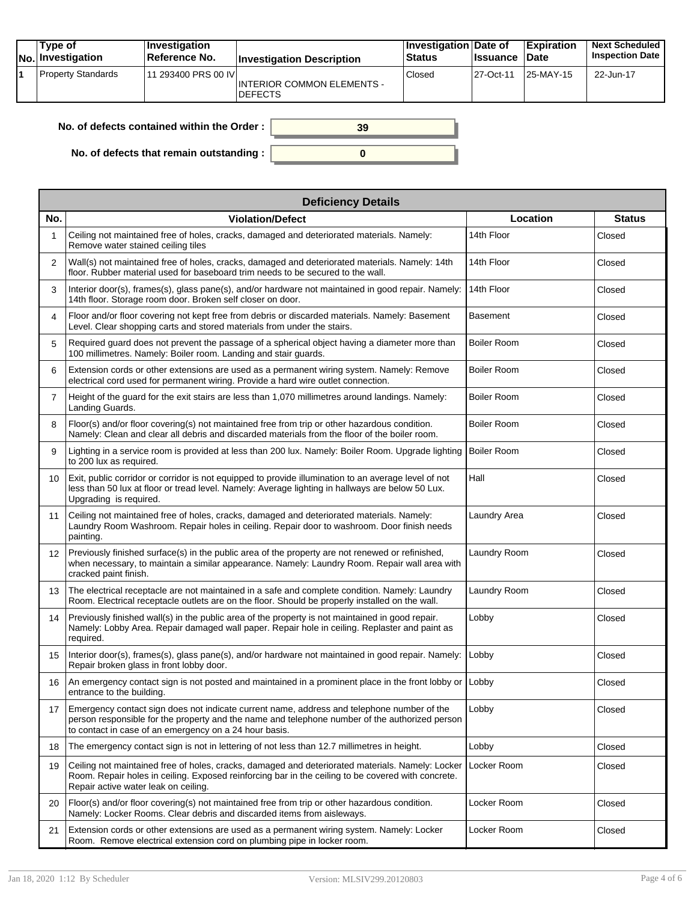| No. | Type of Investigation | Investigation Reference No. | Investigation Description | Investigation Status | Date of Issuance | Expiration Date | Next Scheduled Inspection Date |
|---|---|---|---|---|---|---|---|
| 1 | Property Standards | 11 293400 PRS 00 IV | INTERIOR COMMON ELEMENTS - DEFECTS | Closed | 27-Oct-11 | 25-MAY-15 | 22-Jun-17 |

**No. of defects contained within the Order :** 39

**No. of defects that remain outstanding :** 0

| Deficiency Details | | | |
|---|---|---|---|
| **No.** | **Violation/Defect** | **Location** | **Status** |
| 1 | Ceiling not maintained free of holes, cracks, damaged and deteriorated materials. Namely: Remove water stained ceiling tiles | 14th Floor | Closed |
| 2 | Wall(s) not maintained free of holes, cracks, damaged and deteriorated materials. Namely: 14th floor. Rubber material used for baseboard trim needs to be secured to the wall. | 14th Floor | Closed |
| 3 | Interior door(s), frames(s), glass pane(s), and/or hardware not maintained in good repair. Namely: 14th floor. Storage room door. Broken self closer on door. | 14th Floor | Closed |
| 4 | Floor and/or floor covering not kept free from debris or discarded materials. Namely: Basement Level. Clear shopping carts and stored materials from under the stairs. | Basement | Closed |
| 5 | Required guard does not prevent the passage of a spherical object having a diameter more than 100 millimetres. Namely: Boiler room. Landing and stair guards. | Boiler Room | Closed |
| 6 | Extension cords or other extensions are used as a permanent wiring system. Namely: Remove electrical cord used for permanent wiring. Provide a hard wire outlet connection. | Boiler Room | Closed |
| 7 | Height of the guard for the exit stairs are less than 1,070 millimetres around landings. Namely: Landing Guards. | Boiler Room | Closed |
| 8 | Floor(s) and/or floor covering(s) not maintained free from trip or other hazardous condition. Namely: Clean and clear all debris and discarded materials from the floor of the boiler room. | Boiler Room | Closed |
| 9 | Lighting in a service room is provided at less than 200 lux. Namely: Boiler Room. Upgrade lighting to 200 lux as required. | Boiler Room | Closed |
| 10 | Exit, public corridor or corridor is not equipped to provide illumination to an average level of not less than 50 lux at floor or tread level. Namely: Average lighting in hallways are below 50 Lux. Upgrading is required. | Hall | Closed |
| 11 | Ceiling not maintained free of holes, cracks, damaged and deteriorated materials. Namely: Laundry Room Washroom. Repair holes in ceiling. Repair door to washroom. Door finish needs painting. | Laundry Area | Closed |
| 12 | Previously finished surface(s) in the public area of the property are not renewed or refinished, when necessary, to maintain a similar appearance. Namely: Laundry Room. Repair wall area with cracked paint finish. | Laundry Room | Closed |
| 13 | The electrical receptacle are not maintained in a safe and complete condition. Namely: Laundry Room. Electrical receptacle outlets are on the floor. Should be properly installed on the wall. | Laundry Room | Closed |
| 14 | Previously finished wall(s) in the public area of the property is not maintained in good repair. Namely: Lobby Area. Repair damaged wall paper. Repair hole in ceiling. Replaster and paint as required. | Lobby | Closed |
| 15 | Interior door(s), frames(s), glass pane(s), and/or hardware not maintained in good repair. Namely: Repair broken glass in front lobby door. | Lobby | Closed |
| 16 | An emergency contact sign is not posted and maintained in a prominent place in the front lobby or entrance to the building. | Lobby | Closed |
| 17 | Emergency contact sign does not indicate current name, address and telephone number of the person responsible for the property and the name and telephone number of the authorized person to contact in case of an emergency on a 24 hour basis. | Lobby | Closed |
| 18 | The emergency contact sign is not in lettering of not less than 12.7 millimetres in height. | Lobby | Closed |
| 19 | Ceiling not maintained free of holes, cracks, damaged and deteriorated materials. Namely: Locker Room. Repair holes in ceiling. Exposed reinforcing bar in the ceiling to be covered with concrete. Repair active water leak on ceiling. | Locker Room | Closed |
| 20 | Floor(s) and/or floor covering(s) not maintained free from trip or other hazardous condition. Namely: Locker Rooms. Clear debris and discarded items from aisleways. | Locker Room | Closed |
| 21 | Extension cords or other extensions are used as a permanent wiring system. Namely: Locker Room. Remove electrical extension cord on plumbing pipe in locker room. | Locker Room | Closed |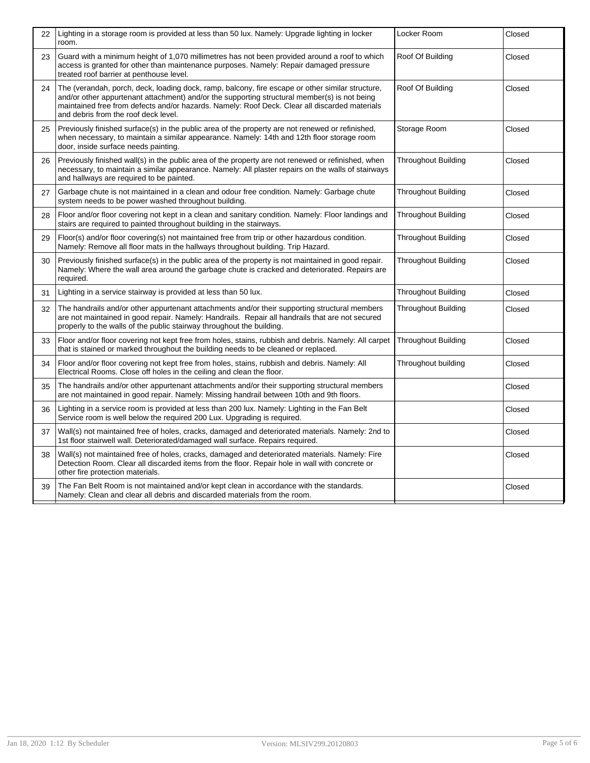| | | | |
|---|---|---|---|
| 22 | Lighting in a storage room is provided at less than 50 lux. Namely: Upgrade lighting in locker room. | Locker Room | Closed |
| 23 | Guard with a minimum height of 1,070 millimetres has not been provided around a roof to which access is granted for other than maintenance purposes. Namely: Repair damaged pressure treated roof barrier at penthouse level. | Roof Of Building | Closed |
| 24 | The (verandah, porch, deck, loading dock, ramp, balcony, fire escape or other similar structure, and/or other appurtenant attachment) and/or the supporting structural member(s) is not being maintained free from defects and/or hazards. Namely: Roof Deck. Clear all discarded materials and debris from the roof deck level. | Roof Of Building | Closed |
| 25 | Previously finished surface(s) in the public area of the property are not renewed or refinished, when necessary, to maintain a similar appearance. Namely: 14th and 12th floor storage room door, inside surface needs painting. | Storage Room | Closed |
| 26 | Previously finished wall(s) in the public area of the property are not renewed or refinished, when necessary, to maintain a similar appearance. Namely: All plaster repairs on the walls of stairways and hallways are required to be painted. | Throughout Building | Closed |
| 27 | Garbage chute is not maintained in a clean and odour free condition. Namely: Garbage chute system needs to be power washed throughout building. | Throughout Building | Closed |
| 28 | Floor and/or floor covering not kept in a clean and sanitary condition. Namely: Floor landings and stairs are required to painted throughout building in the stairways. | Throughout Building | Closed |
| 29 | Floor(s) and/or floor covering(s) not maintained free from trip or other hazardous condition. Namely: Remove all floor mats in the hallways throughout building. Trip Hazard. | Throughout Building | Closed |
| 30 | Previously finished surface(s) in the public area of the property is not maintained in good repair. Namely: Where the wall area around the garbage chute is cracked and deteriorated. Repairs are required. | Throughout Building | Closed |
| 31 | Lighting in a service stairway is provided at less than 50 lux. | Throughout Building | Closed |
| 32 | The handrails and/or other appurtenant attachments and/or their supporting structural members are not maintained in good repair. Namely: Handrails. Repair all handrails that are not secured properly to the walls of the public stairway throughout the building. | Throughout Building | Closed |
| 33 | Floor and/or floor covering not kept free from holes, stains, rubbish and debris. Namely: All carpet that is stained or marked throughout the building needs to be cleaned or replaced. | Throughout Building | Closed |
| 34 | Floor and/or floor covering not kept free from holes, stains, rubbish and debris. Namely: All Electrical Rooms. Close off holes in the ceiling and clean the floor. | Throughout building | Closed |
| 35 | The handrails and/or other appurtenant attachments and/or their supporting structural members are not maintained in good repair. Namely: Missing handrail between 10th and 9th floors. | | Closed |
| 36 | Lighting in a service room is provided at less than 200 lux. Namely: Lighting in the Fan Belt Service room is well below the required 200 Lux. Upgrading is required. | | Closed |
| 37 | Wall(s) not maintained free of holes, cracks, damaged and deteriorated materials. Namely: 2nd to 1st floor stairwell wall. Deteriorated/damaged wall surface. Repairs required. | | Closed |
| 38 | Wall(s) not maintained free of holes, cracks, damaged and deteriorated materials. Namely: Fire Detection Room. Clear all discarded items from the floor. Repair hole in wall with concrete or other fire protection materials. | | Closed |
| 39 | The Fan Belt Room is not maintained and/or kept clean in accordance with the standards. Namely: Clean and clear all debris and discarded materials from the room. | | Closed |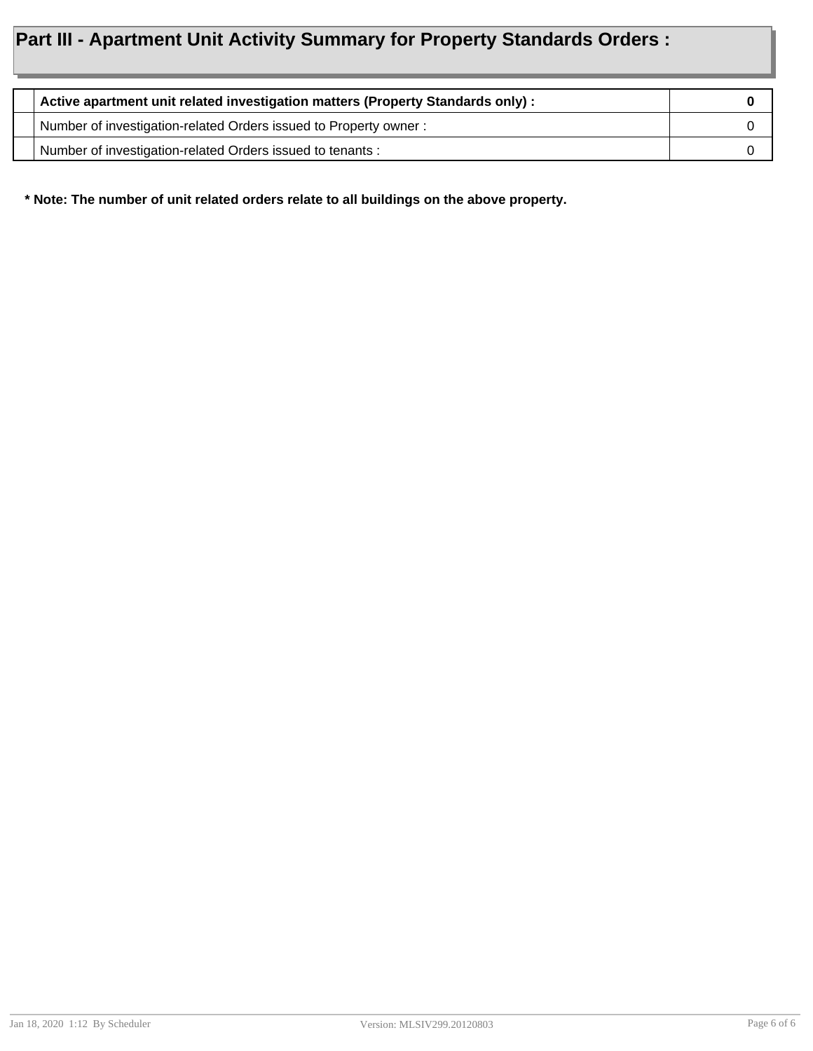# Part III - Apartment Unit Activity Summary for Property Standards Orders :

| | | |
|---|---|---|
| | **Active apartment unit related investigation matters (Property Standards only) :** | **0** |
| | Number of investigation-related Orders issued to Property owner : | 0 |
| | Number of investigation-related Orders issued to tenants : | 0 |

**\* Note: The number of unit related orders relate to all buildings on the above property.**